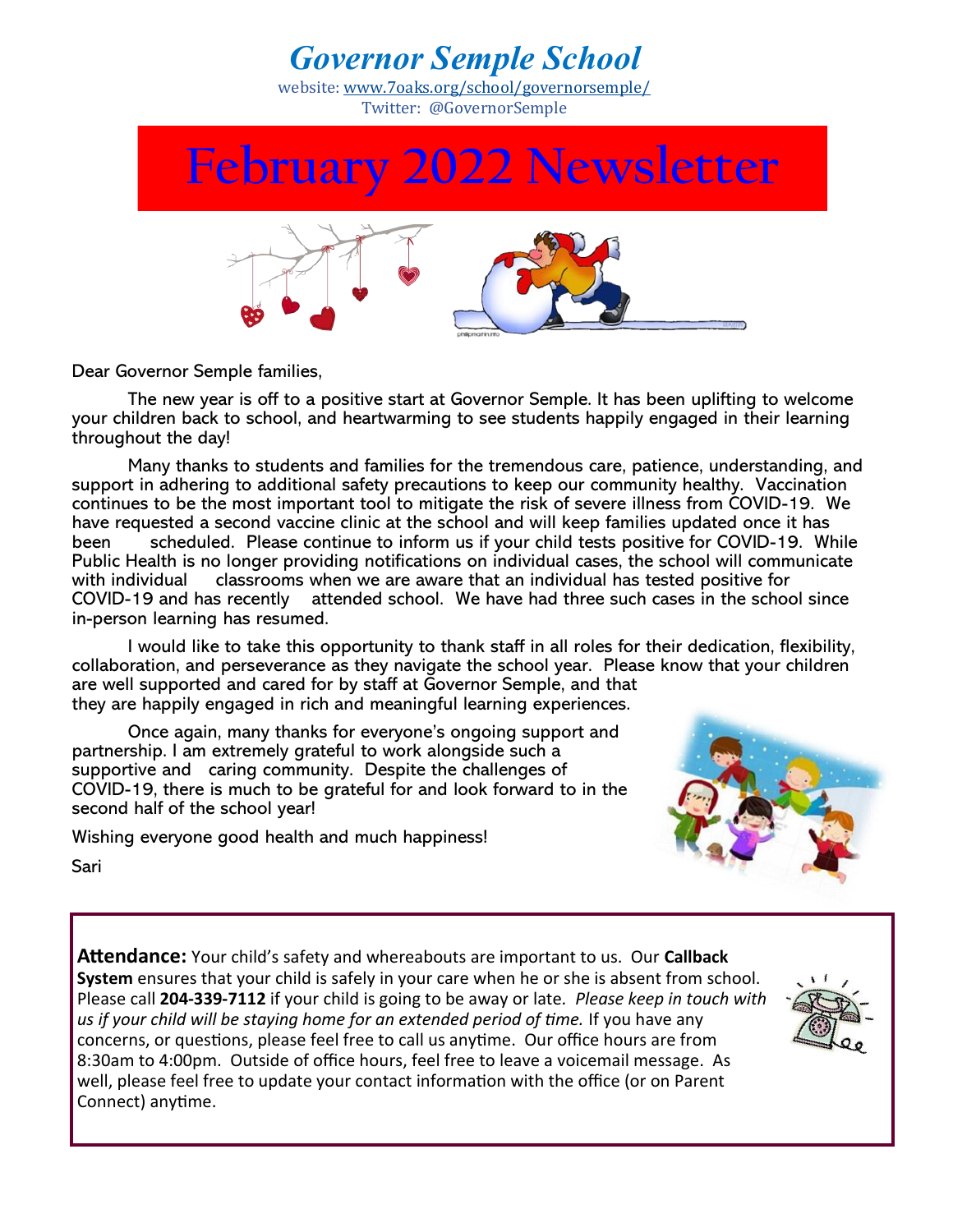# Governor Semple School

website: [www.7oaks.org/school/governorsemple/](www.7oaks.org/school/governorsemple/)
Twitter: @GovernorSemple

# February 2022 Newsletter

Dear Governor Semple families,

The new year is off to a positive start at Governor Semple. It has been uplifting to welcome your children back to school, and heartwarming to see students happily engaged in their learning throughout the day!

Many thanks to students and families for the tremendous care, patience, understanding, and support in adhering to additional safety precautions to keep our community healthy. Vaccination continues to be the most important tool to mitigate the risk of severe illness from COVID-19. We have requested a second vaccine clinic at the school and will keep families updated once it has been scheduled. Please continue to inform us if your child tests positive for COVID-19. While Public Health is no longer providing notifications on individual cases, the school will communicate with individual classrooms when we are aware that an individual has tested positive for COVID-19 and has recently attended school. We have had three such cases in the school since in-person learning has resumed.

I would like to take this opportunity to thank staff in all roles for their dedication, flexibility, collaboration, and perseverance as they navigate the school year. Please know that your children are well supported and cared for by staff at Governor Semple, and that they are happily engaged in rich and meaningful learning experiences.

Once again, many thanks for everyone's ongoing support and partnership. I am extremely grateful to work alongside such a supportive and caring community. Despite the challenges of COVID-19, there is much to be grateful for and look forward to in the second half of the school year!

Wishing everyone good health and much happiness!

Sari

**Attendance:** Your child's safety and whereabouts are important to us. Our **Callback System** ensures that your child is safely in your care when he or she is absent from school. Please call **204-339-7112** if your child is going to be away or late. *Please keep in touch with us if your child will be staying home for an extended period of time.* If you have any concerns, or questions, please feel free to call us anytime. Our office hours are from 8:30am to 4:00pm. Outside of office hours, feel free to leave a voicemail message. As well, please feel free to update your contact information with the office (or on Parent Connect) anytime.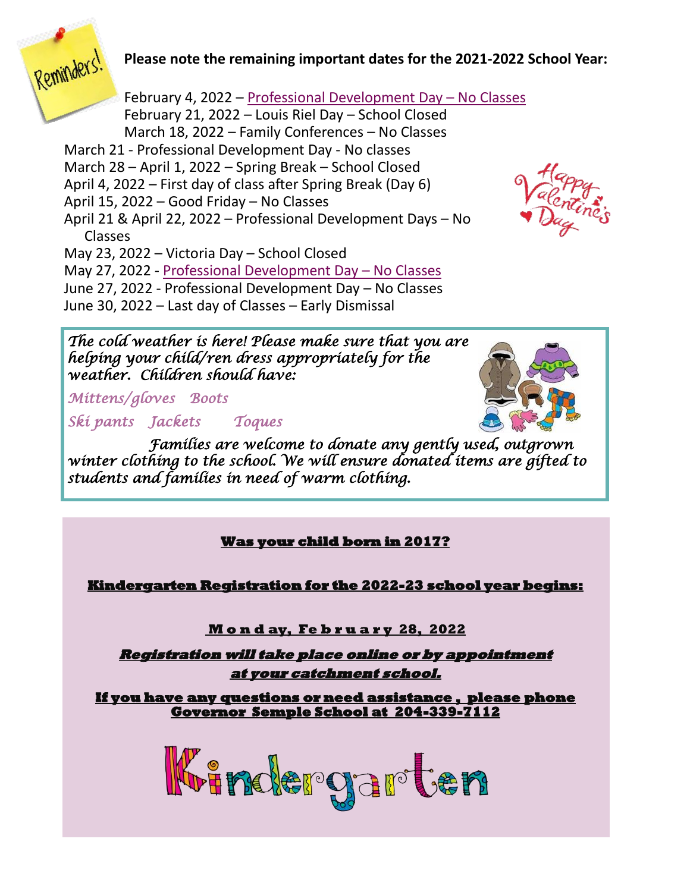**Please note the remaining important dates for the 2021-2022 School Year:**

February 4, 2022 – Professional Development Day – No Classes
February 21, 2022 – Louis Riel Day – School Closed
March 18, 2022 – Family Conferences – No Classes
March 21 - Professional Development Day - No classes
March 28 – April 1, 2022 – Spring Break – School Closed
April 4, 2022 – First day of class after Spring Break (Day 6)
April 15, 2022 – Good Friday – No Classes
April 21 & April 22, 2022 – Professional Development Days – No Classes
May 23, 2022 – Victoria Day – School Closed
May 27, 2022 - Professional Development Day – No Classes
June 27, 2022 - Professional Development Day – No Classes
June 30, 2022 – Last day of Classes – Early Dismissal

*The cold weather is here! Please make sure that you are helping your child/ren dress appropriately for the weather. Children should have:*

*Mittens/gloves Boots*

*Ski pants Jackets Toques*

*Families are welcome to donate any gently used, outgrown winter clothing to the school. We will ensure donated items are gifted to students and families in need of warm clothing.*

**Was your child born in 2017?**

**Kindergarten Registration for the 2022-23 school year begins:**

**Monday, February 28, 2022**

***Registration will take place online or by appointment at your catchment school.***

**If you have any questions or need assistance, please phone Governor Semple School at 204-339-7112**

Kindergarten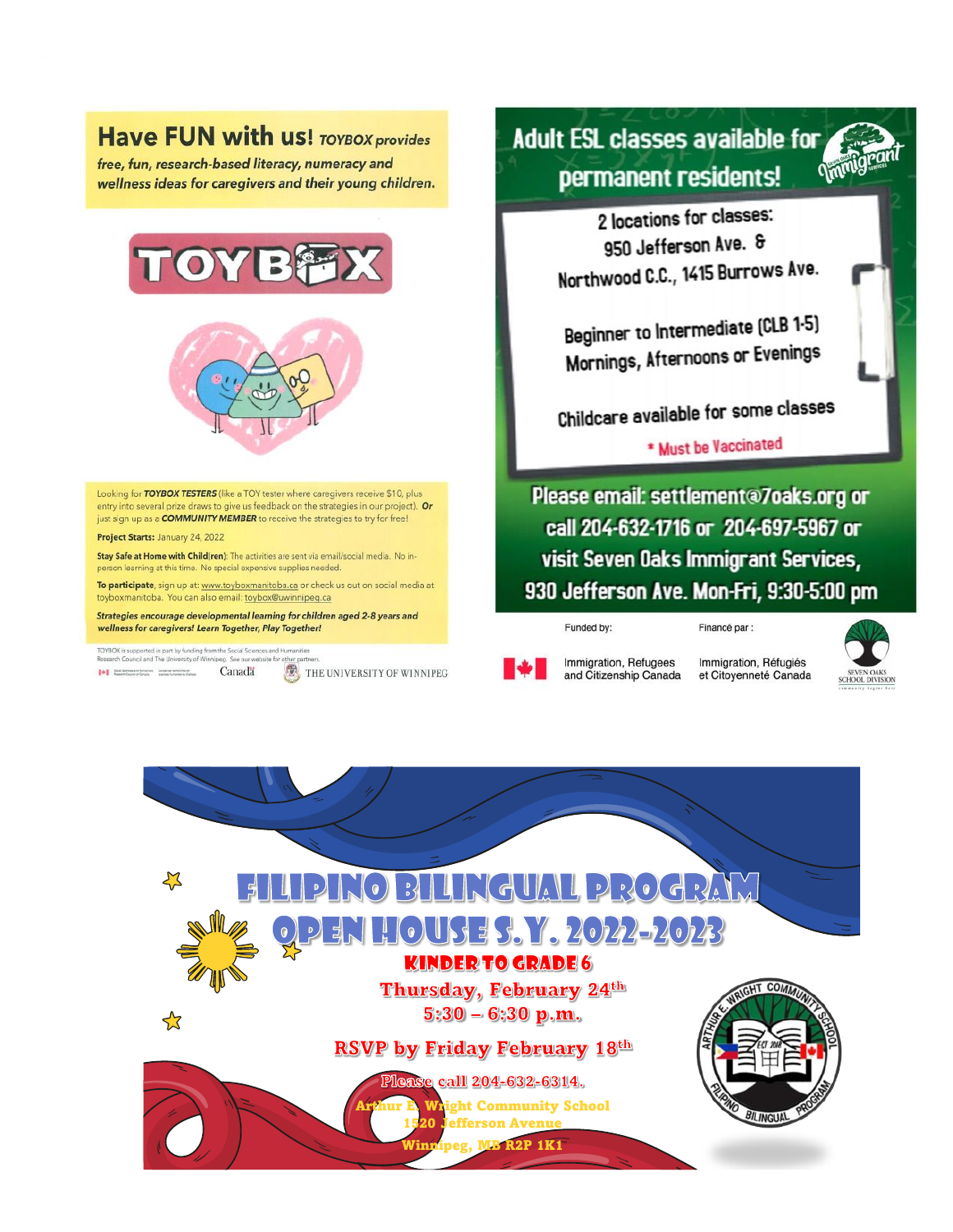## Have FUN with us! *TOYBOX provides free, fun, research-based literacy, numeracy and wellness ideas for caregivers and their young children.*

TOYBOX

Looking for ***TOYBOX TESTERS*** (like a TOY tester where caregivers receive $10, plus entry into several prize draws to give us feedback on the strategies in our project). ***Or*** just sign up as a ***COMMUNITY MEMBER*** to receive the strategies to try for free!

**Project Starts:** January 24, 2022

**Stay Safe at Home with Child(ren):** The activities are sent via email/social media. No in-person learning at this time. No special expensive supplies needed.

**To participate**, sign up at: www.toyboxmanitoba.ca or check us out on social media at toyboxmanitoba. You can also email: toybox@uwinnipeg.ca

***Strategies encourage developmental learning for children aged 2-8 years and wellness for caregivers! Learn Together, Play Together!***

TOYBOX is supported in part by funding from the Social Sciences and Humanities Research Council and The University of Winnipeg. See our website for other partners.

Canada — THE UNIVERSITY OF WINNIPEG

## Adult ESL classes available for permanent residents!

Seven Oaks Immigrant Services

2 locations for classes:
950 Jefferson Ave. &
Northwood C.C., 1415 Burrows Ave.

Beginner to Intermediate (CLB 1-5)
Mornings, Afternoons or Evenings

Childcare available for some classes

* Must be Vaccinated

Please email: settlement@7oaks.org or call 204-632-1716 or 204-697-5967 or visit Seven Oaks Immigrant Services, 930 Jefferson Ave. Mon-Fri, 9:30-5:00 pm

Funded by: Immigration, Refugees and Citizenship Canada

Financé par : Immigration, Réfugiés et Citoyenneté Canada

SEVEN OAKS SCHOOL DIVISION

## FILIPINO BILINGUAL PROGRAM OPEN HOUSE S.Y. 2022-2023

**KINDER TO GRADE 6**

**Thursday, February 24th**
**5:30 – 6:30 p.m.**

**RSVP by Friday February 18th**

**Please call 204-632-6314.**

**Arthur E. Wright Community School**
**1520 Jefferson Avenue**
**Winnipeg, MB R2P 1K1**

ARTHUR E. WRIGHT COMMUNITY SCHOOL — FILIPINO BILINGUAL PROGRAM — EST 2018